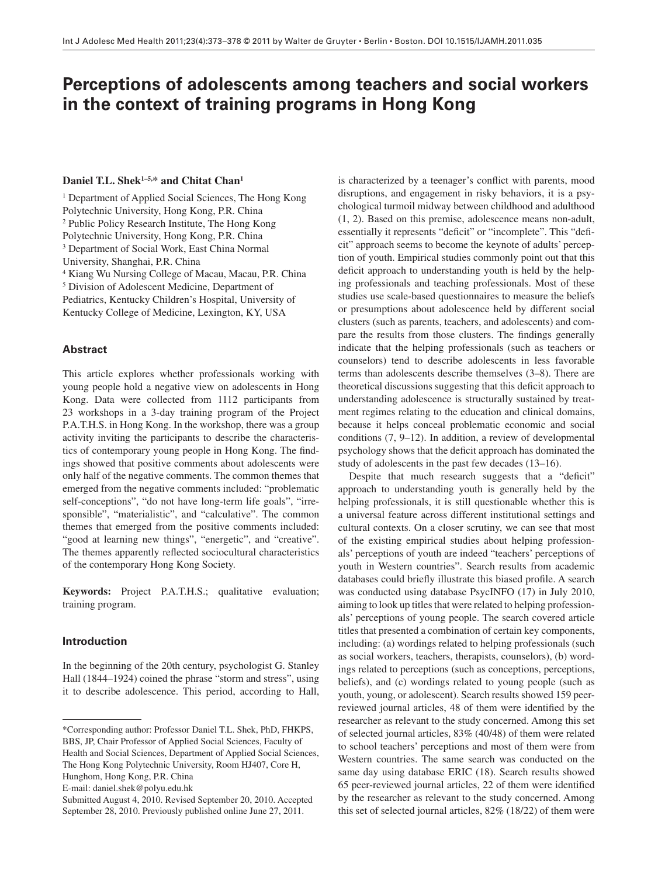# Perceptions of adolescents among teachers and social workers in the context of training programs in Hong Kong

**Daniel T.L. Shek[1–5,*] and Chitat Chan[1]**

[1] Department of Applied Social Sciences, The Hong Kong Polytechnic University, Hong Kong, P.R. China
[2] Public Policy Research Institute, The Hong Kong Polytechnic University, Hong Kong, P.R. China
[3] Department of Social Work, East China Normal University, Shanghai, P.R. China
[4] Kiang Wu Nursing College of Macau, Macau, P.R. China
[5] Division of Adolescent Medicine, Department of Pediatrics, Kentucky Children's Hospital, University of Kentucky College of Medicine, Lexington, KY, USA

## Abstract

This article explores whether professionals working with young people hold a negative view on adolescents in Hong Kong. Data were collected from 1112 participants from 23 workshops in a 3-day training program of the Project P.A.T.H.S. in Hong Kong. In the workshop, there was a group activity inviting the participants to describe the characteristics of contemporary young people in Hong Kong. The findings showed that positive comments about adolescents were only half of the negative comments. The common themes that emerged from the negative comments included: "problematic self-conceptions", "do not have long-term life goals", "irresponsible", "materialistic", and "calculative". The common themes that emerged from the positive comments included: "good at learning new things", "energetic", and "creative". The themes apparently reflected sociocultural characteristics of the contemporary Hong Kong Society.

**Keywords:** Project P.A.T.H.S.; qualitative evaluation; training program.

## Introduction

In the beginning of the 20th century, psychologist G. Stanley Hall (1844–1924) coined the phrase "storm and stress", using it to describe adolescence. This period, according to Hall, is characterized by a teenager's conflict with parents, mood disruptions, and engagement in risky behaviors, it is a psychological turmoil midway between childhood and adulthood (1, 2). Based on this premise, adolescence means non-adult, essentially it represents "deficit" or "incomplete". This "deficit" approach seems to become the keynote of adults' perception of youth. Empirical studies commonly point out that this deficit approach to understanding youth is held by the helping professionals and teaching professionals. Most of these studies use scale-based questionnaires to measure the beliefs or presumptions about adolescence held by different social clusters (such as parents, teachers, and adolescents) and compare the results from those clusters. The findings generally indicate that the helping professionals (such as teachers or counselors) tend to describe adolescents in less favorable terms than adolescents describe themselves (3–8). There are theoretical discussions suggesting that this deficit approach to understanding adolescence is structurally sustained by treatment regimes relating to the education and clinical domains, because it helps conceal problematic economic and social conditions (7, 9–12). In addition, a review of developmental psychology shows that the deficit approach has dominated the study of adolescents in the past few decades (13–16).

Despite that much research suggests that a "deficit" approach to understanding youth is generally held by the helping professionals, it is still questionable whether this is a universal feature across different institutional settings and cultural contexts. On a closer scrutiny, we can see that most of the existing empirical studies about helping professionals' perceptions of youth are indeed "teachers' perceptions of youth in Western countries". Search results from academic databases could briefly illustrate this biased profile. A search was conducted using database PsycINFO (17) in July 2010, aiming to look up titles that were related to helping professionals' perceptions of young people. The search covered article titles that presented a combination of certain key components, including: (a) wordings related to helping professionals (such as social workers, teachers, therapists, counselors), (b) wordings related to perceptions (such as conceptions, perceptions, beliefs), and (c) wordings related to young people (such as youth, young, or adolescent). Search results showed 159 peer-reviewed journal articles, 48 of them were identified by the researcher as relevant to the study concerned. Among this set of selected journal articles, 83% (40/48) of them were related to school teachers' perceptions and most of them were from Western countries. The same search was conducted on the same day using database ERIC (18). Search results showed 65 peer-reviewed journal articles, 22 of them were identified by the researcher as relevant to the study concerned. Among this set of selected journal articles, 82% (18/22) of them were

*Corresponding author: Professor Daniel T.L. Shek, PhD, FHKPS, BBS, JP, Chair Professor of Applied Social Sciences, Faculty of Health and Social Sciences, Department of Applied Social Sciences, The Hong Kong Polytechnic University, Room HJ407, Core H, Hunghom, Hong Kong, P.R. China
E-mail: daniel.shek@polyu.edu.hk

Submitted August 4, 2010. Revised September 20, 2010. Accepted September 28, 2010. Previously published online June 27, 2011.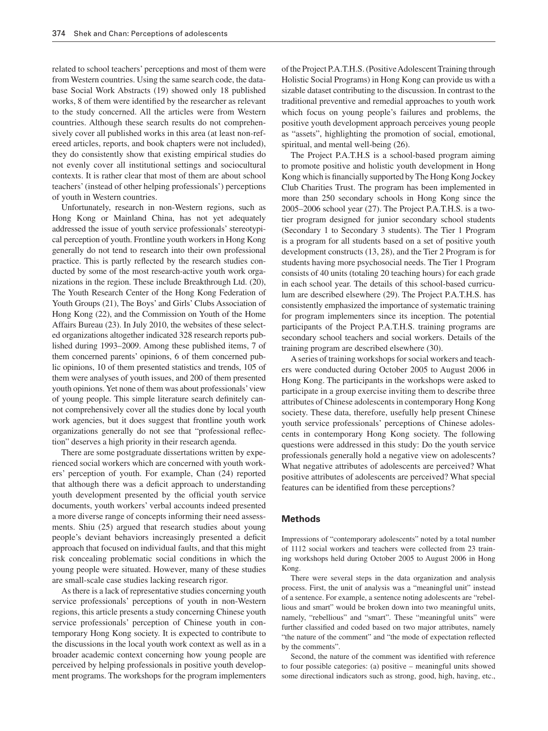related to school teachers' perceptions and most of them were from Western countries. Using the same search code, the database Social Work Abstracts (19) showed only 18 published works, 8 of them were identified by the researcher as relevant to the study concerned. All the articles were from Western countries. Although these search results do not comprehensively cover all published works in this area (at least non-refereed articles, reports, and book chapters were not included), they do consistently show that existing empirical studies do not evenly cover all institutional settings and sociocultural contexts. It is rather clear that most of them are about school teachers' (instead of other helping professionals') perceptions of youth in Western countries.

Unfortunately, research in non-Western regions, such as Hong Kong or Mainland China, has not yet adequately addressed the issue of youth service professionals' stereotypical perception of youth. Frontline youth workers in Hong Kong generally do not tend to research into their own professional practice. This is partly reflected by the research studies conducted by some of the most research-active youth work organizations in the region. These include Breakthrough Ltd. (20), The Youth Research Center of the Hong Kong Federation of Youth Groups (21), The Boys' and Girls' Clubs Association of Hong Kong (22), and the Commission on Youth of the Home Affairs Bureau (23). In July 2010, the websites of these selected organizations altogether indicated 328 research reports published during 1993–2009. Among these published items, 7 of them concerned parents' opinions, 6 of them concerned public opinions, 10 of them presented statistics and trends, 105 of them were analyses of youth issues, and 200 of them presented youth opinions. Yet none of them was about professionals' view of young people. This simple literature search definitely cannot comprehensively cover all the studies done by local youth work agencies, but it does suggest that frontline youth work organizations generally do not see that "professional reflection" deserves a high priority in their research agenda.

There are some postgraduate dissertations written by experienced social workers which are concerned with youth workers' perception of youth. For example, Chan (24) reported that although there was a deficit approach to understanding youth development presented by the official youth service documents, youth workers' verbal accounts indeed presented a more diverse range of concepts informing their need assessments. Shiu (25) argued that research studies about young people's deviant behaviors increasingly presented a deficit approach that focused on individual faults, and that this might risk concealing problematic social conditions in which the young people were situated. However, many of these studies are small-scale case studies lacking research rigor.

As there is a lack of representative studies concerning youth service professionals' perceptions of youth in non-Western regions, this article presents a study concerning Chinese youth service professionals' perception of Chinese youth in contemporary Hong Kong society. It is expected to contribute to the discussions in the local youth work context as well as in a broader academic context concerning how young people are perceived by helping professionals in positive youth development programs. The workshops for the program implementers of the Project P.A.T.H.S. (Positive Adolescent Training through Holistic Social Programs) in Hong Kong can provide us with a sizable dataset contributing to the discussion. In contrast to the traditional preventive and remedial approaches to youth work which focus on young people's failures and problems, the positive youth development approach perceives young people as "assets", highlighting the promotion of social, emotional, spiritual, and mental well-being (26).

The Project P.A.T.H.S is a school-based program aiming to promote positive and holistic youth development in Hong Kong which is financially supported by The Hong Kong Jockey Club Charities Trust. The program has been implemented in more than 250 secondary schools in Hong Kong since the 2005–2006 school year (27). The Project P.A.T.H.S. is a two-tier program designed for junior secondary school students (Secondary 1 to Secondary 3 students). The Tier 1 Program is a program for all students based on a set of positive youth development constructs (13, 28), and the Tier 2 Program is for students having more psychosocial needs. The Tier 1 Program consists of 40 units (totaling 20 teaching hours) for each grade in each school year. The details of this school-based curriculum are described elsewhere (29). The Project P.A.T.H.S. has consistently emphasized the importance of systematic training for program implementers since its inception. The potential participants of the Project P.A.T.H.S. training programs are secondary school teachers and social workers. Details of the training program are described elsewhere (30).

A series of training workshops for social workers and teachers were conducted during October 2005 to August 2006 in Hong Kong. The participants in the workshops were asked to participate in a group exercise inviting them to describe three attributes of Chinese adolescents in contemporary Hong Kong society. These data, therefore, usefully help present Chinese youth service professionals' perceptions of Chinese adolescents in contemporary Hong Kong society. The following questions were addressed in this study: Do the youth service professionals generally hold a negative view on adolescents? What negative attributes of adolescents are perceived? What positive attributes of adolescents are perceived? What special features can be identified from these perceptions?

## Methods

Impressions of "contemporary adolescents" noted by a total number of 1112 social workers and teachers were collected from 23 training workshops held during October 2005 to August 2006 in Hong Kong.

There were several steps in the data organization and analysis process. First, the unit of analysis was a "meaningful unit" instead of a sentence. For example, a sentence noting adolescents are "rebellious and smart" would be broken down into two meaningful units, namely, "rebellious" and "smart". These "meaningful units" were further classified and coded based on two major attributes, namely "the nature of the comment" and "the mode of expectation reflected by the comments".

Second, the nature of the comment was identified with reference to four possible categories: (a) positive – meaningful units showed some directional indicators such as strong, good, high, having, etc.,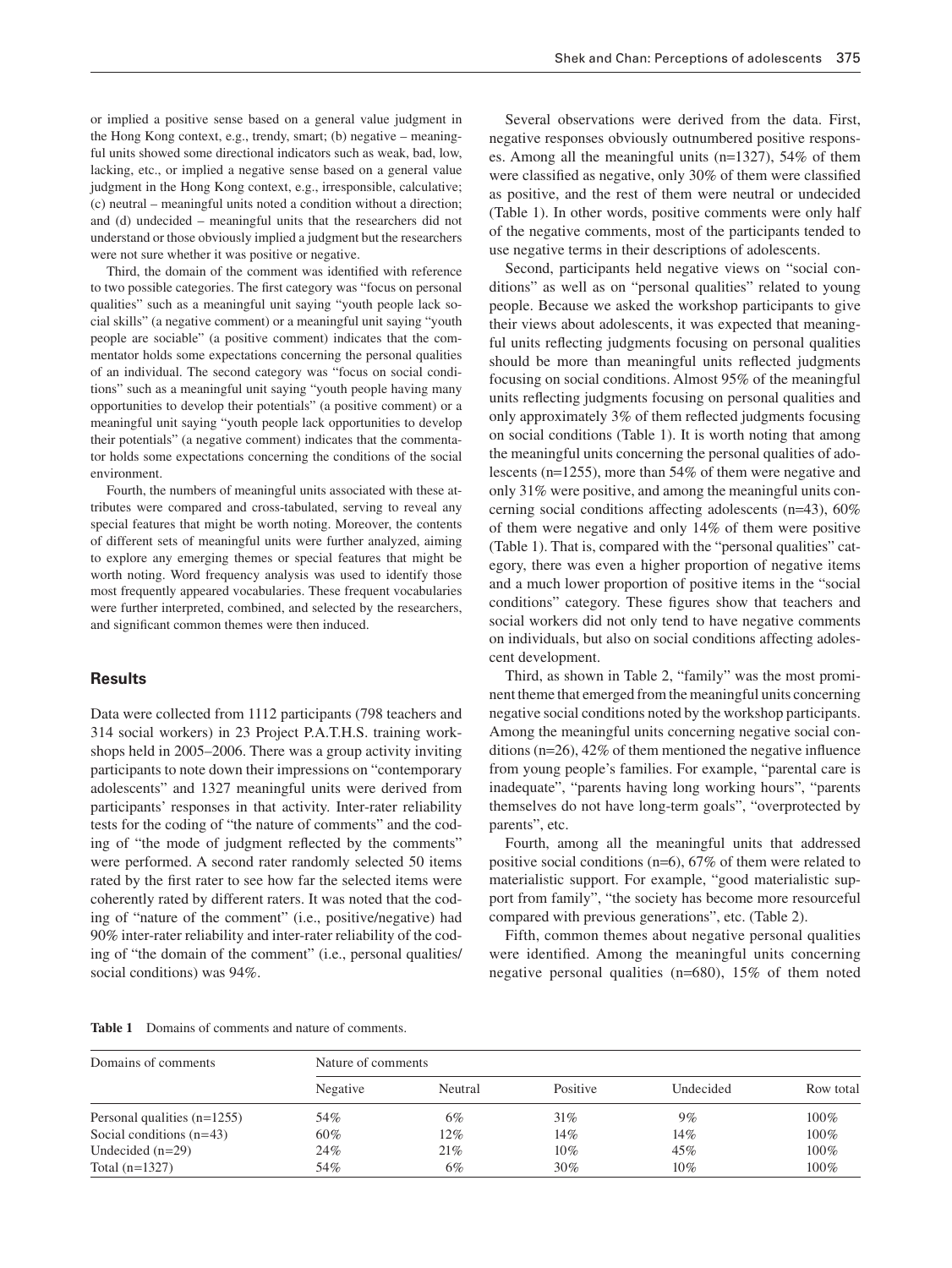or implied a positive sense based on a general value judgment in the Hong Kong context, e.g., trendy, smart; (b) negative – meaningful units showed some directional indicators such as weak, bad, low, lacking, etc., or implied a negative sense based on a general value judgment in the Hong Kong context, e.g., irresponsible, calculative; (c) neutral – meaningful units noted a condition without a direction; and (d) undecided – meaningful units that the researchers did not understand or those obviously implied a judgment but the researchers were not sure whether it was positive or negative.

Third, the domain of the comment was identified with reference to two possible categories. The first category was "focus on personal qualities" such as a meaningful unit saying "youth people lack social skills" (a negative comment) or a meaningful unit saying "youth people are sociable" (a positive comment) indicates that the commentator holds some expectations concerning the personal qualities of an individual. The second category was "focus on social conditions" such as a meaningful unit saying "youth people having many opportunities to develop their potentials" (a positive comment) or a meaningful unit saying "youth people lack opportunities to develop their potentials" (a negative comment) indicates that the commentator holds some expectations concerning the conditions of the social environment.

Fourth, the numbers of meaningful units associated with these attributes were compared and cross-tabulated, serving to reveal any special features that might be worth noting. Moreover, the contents of different sets of meaningful units were further analyzed, aiming to explore any emerging themes or special features that might be worth noting. Word frequency analysis was used to identify those most frequently appeared vocabularies. These frequent vocabularies were further interpreted, combined, and selected by the researchers, and significant common themes were then induced.

## Results

Data were collected from 1112 participants (798 teachers and 314 social workers) in 23 Project P.A.T.H.S. training workshops held in 2005–2006. There was a group activity inviting participants to note down their impressions on "contemporary adolescents" and 1327 meaningful units were derived from participants' responses in that activity. Inter-rater reliability tests for the coding of "the nature of comments" and the coding of "the mode of judgment reflected by the comments" were performed. A second rater randomly selected 50 items rated by the first rater to see how far the selected items were coherently rated by different raters. It was noted that the coding of "nature of the comment" (i.e., positive/negative) had 90% inter-rater reliability and inter-rater reliability of the coding of "the domain of the comment" (i.e., personal qualities/social conditions) was 94%.

Several observations were derived from the data. First, negative responses obviously outnumbered positive responses. Among all the meaningful units (n=1327), 54% of them were classified as negative, only 30% of them were classified as positive, and the rest of them were neutral or undecided (Table 1). In other words, positive comments were only half of the negative comments, most of the participants tended to use negative terms in their descriptions of adolescents.

Second, participants held negative views on "social conditions" as well as on "personal qualities" related to young people. Because we asked the workshop participants to give their views about adolescents, it was expected that meaningful units reflecting judgments focusing on personal qualities should be more than meaningful units reflected judgments focusing on social conditions. Almost 95% of the meaningful units reflecting judgments focusing on personal qualities and only approximately 3% of them reflected judgments focusing on social conditions (Table 1). It is worth noting that among the meaningful units concerning the personal qualities of adolescents (n=1255), more than 54% of them were negative and only 31% were positive, and among the meaningful units concerning social conditions affecting adolescents (n=43), 60% of them were negative and only 14% of them were positive (Table 1). That is, compared with the "personal qualities" category, there was even a higher proportion of negative items and a much lower proportion of positive items in the "social conditions" category. These figures show that teachers and social workers did not only tend to have negative comments on individuals, but also on social conditions affecting adolescent development.

Third, as shown in Table 2, "family" was the most prominent theme that emerged from the meaningful units concerning negative social conditions noted by the workshop participants. Among the meaningful units concerning negative social conditions (n=26), 42% of them mentioned the negative influence from young people's families. For example, "parental care is inadequate", "parents having long working hours", "parents themselves do not have long-term goals", "overprotected by parents", etc.

Fourth, among all the meaningful units that addressed positive social conditions (n=6), 67% of them were related to materialistic support. For example, "good materialistic support from family", "the society has become more resourceful compared with previous generations", etc. (Table 2).

Fifth, common themes about negative personal qualities were identified. Among the meaningful units concerning negative personal qualities (n=680), 15% of them noted

**Table 1** Domains of comments and nature of comments.

| Domains of comments | Nature of comments | | | | |
|---|---|---|---|---|---|
| | Negative | Neutral | Positive | Undecided | Row total |
| Personal qualities (n=1255) | 54% | 6% | 31% | 9% | 100% |
| Social conditions (n=43) | 60% | 12% | 14% | 14% | 100% |
| Undecided (n=29) | 24% | 21% | 10% | 45% | 100% |
| Total (n=1327) | 54% | 6% | 30% | 10% | 100% |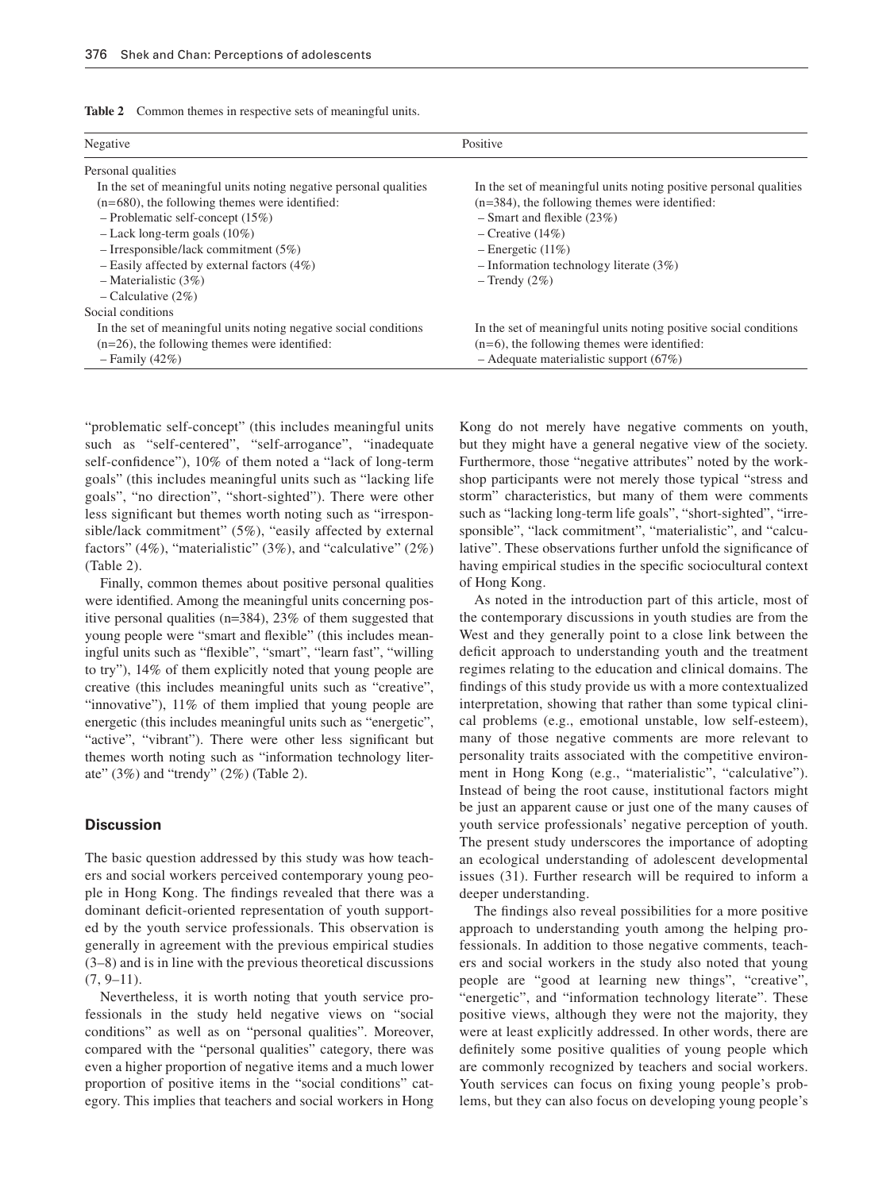**Table 2** Common themes in respective sets of meaningful units.

| Negative | Positive |
|---|---|
| Personal qualities | |
| In the set of meaningful units noting negative personal qualities (n=680), the following themes were identified: | In the set of meaningful units noting positive personal qualities (n=384), the following themes were identified: |
| – Problematic self-concept (15%) | – Smart and flexible (23%) |
| – Lack long-term goals (10%) | – Creative (14%) |
| – Irresponsible/lack commitment (5%) | – Energetic (11%) |
| – Easily affected by external factors (4%) | – Information technology literate (3%) |
| – Materialistic (3%) | – Trendy (2%) |
| – Calculative (2%) | |
| Social conditions | |
| In the set of meaningful units noting negative social conditions (n=26), the following themes were identified: | In the set of meaningful units noting positive social conditions (n=6), the following themes were identified: |
| – Family (42%) | – Adequate materialistic support (67%) |

"problematic self-concept" (this includes meaningful units such as "self-centered", "self-arrogance", "inadequate self-confidence"), 10% of them noted a "lack of long-term goals" (this includes meaningful units such as "lacking life goals", "no direction", "short-sighted"). There were other less significant but themes worth noting such as "irresponsible/lack commitment" (5%), "easily affected by external factors" (4%), "materialistic" (3%), and "calculative" (2%) (Table 2).

Finally, common themes about positive personal qualities were identified. Among the meaningful units concerning positive personal qualities (n=384), 23% of them suggested that young people were "smart and flexible" (this includes meaningful units such as "flexible", "smart", "learn fast", "willing to try"), 14% of them explicitly noted that young people are creative (this includes meaningful units such as "creative", "innovative"), 11% of them implied that young people are energetic (this includes meaningful units such as "energetic", "active", "vibrant"). There were other less significant but themes worth noting such as "information technology literate" (3%) and "trendy" (2%) (Table 2).

## Discussion

The basic question addressed by this study was how teachers and social workers perceived contemporary young people in Hong Kong. The findings revealed that there was a dominant deficit-oriented representation of youth supported by the youth service professionals. This observation is generally in agreement with the previous empirical studies (3–8) and is in line with the previous theoretical discussions (7, 9–11).

Nevertheless, it is worth noting that youth service professionals in the study held negative views on "social conditions" as well as on "personal qualities". Moreover, compared with the "personal qualities" category, there was even a higher proportion of negative items and a much lower proportion of positive items in the "social conditions" category. This implies that teachers and social workers in Hong Kong do not merely have negative comments on youth, but they might have a general negative view of the society. Furthermore, those "negative attributes" noted by the workshop participants were not merely those typical "stress and storm" characteristics, but many of them were comments such as "lacking long-term life goals", "short-sighted", "irresponsible", "lack commitment", "materialistic", and "calculative". These observations further unfold the significance of having empirical studies in the specific sociocultural context of Hong Kong.

As noted in the introduction part of this article, most of the contemporary discussions in youth studies are from the West and they generally point to a close link between the deficit approach to understanding youth and the treatment regimes relating to the education and clinical domains. The findings of this study provide us with a more contextualized interpretation, showing that rather than some typical clinical problems (e.g., emotional unstable, low self-esteem), many of those negative comments are more relevant to personality traits associated with the competitive environment in Hong Kong (e.g., "materialistic", "calculative"). Instead of being the root cause, institutional factors might be just an apparent cause or just one of the many causes of youth service professionals' negative perception of youth. The present study underscores the importance of adopting an ecological understanding of adolescent developmental issues (31). Further research will be required to inform a deeper understanding.

The findings also reveal possibilities for a more positive approach to understanding youth among the helping professionals. In addition to those negative comments, teachers and social workers in the study also noted that young people are "good at learning new things", "creative", "energetic", and "information technology literate". These positive views, although they were not the majority, they were at least explicitly addressed. In other words, there are definitely some positive qualities of young people which are commonly recognized by teachers and social workers. Youth services can focus on fixing young people's problems, but they can also focus on developing young people's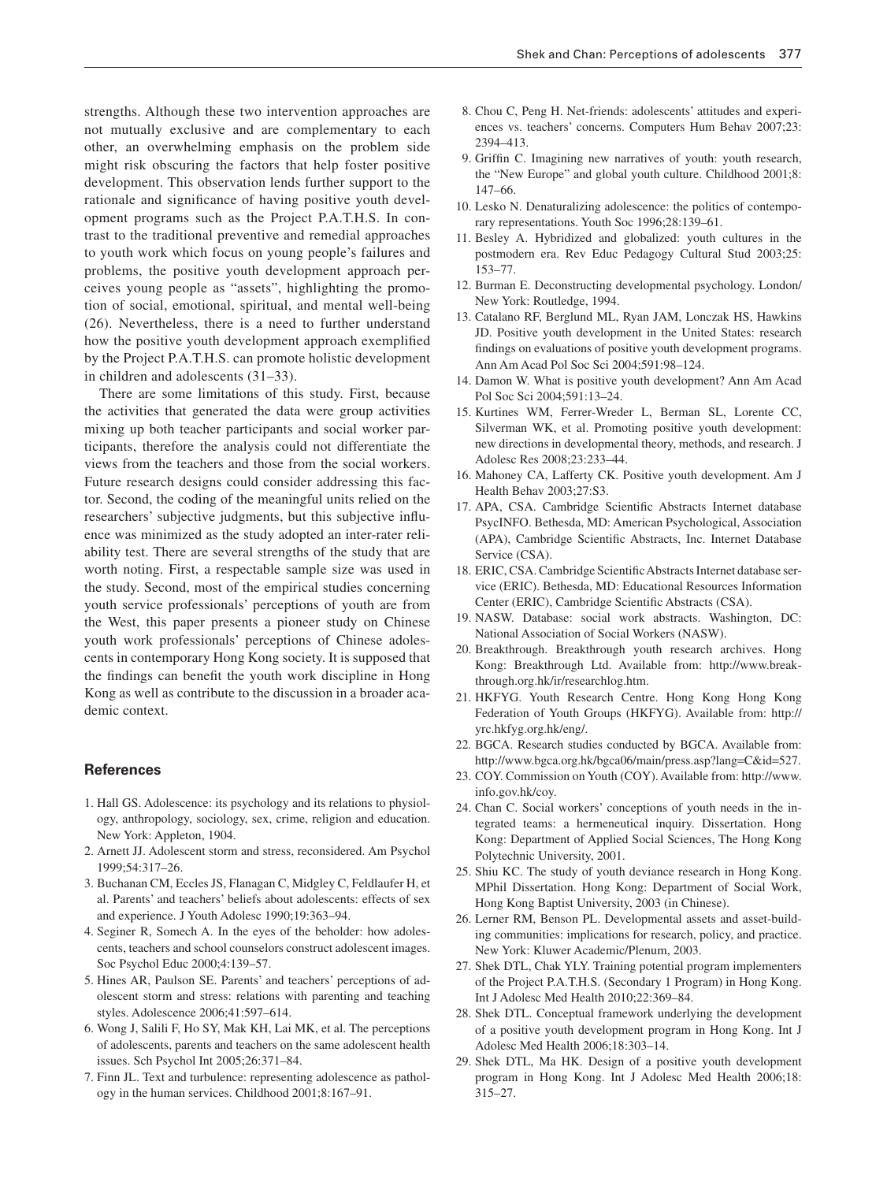strengths. Although these two intervention approaches are not mutually exclusive and are complementary to each other, an overwhelming emphasis on the problem side might risk obscuring the factors that help foster positive development. This observation lends further support to the rationale and significance of having positive youth development programs such as the Project P.A.T.H.S. In contrast to the traditional preventive and remedial approaches to youth work which focus on young people's failures and problems, the positive youth development approach perceives young people as "assets", highlighting the promotion of social, emotional, spiritual, and mental well-being (26). Nevertheless, there is a need to further understand how the positive youth development approach exemplified by the Project P.A.T.H.S. can promote holistic development in children and adolescents (31–33).

There are some limitations of this study. First, because the activities that generated the data were group activities mixing up both teacher participants and social worker participants, therefore the analysis could not differentiate the views from the teachers and those from the social workers. Future research designs could consider addressing this factor. Second, the coding of the meaningful units relied on the researchers' subjective judgments, but this subjective influence was minimized as the study adopted an inter-rater reliability test. There are several strengths of the study that are worth noting. First, a respectable sample size was used in the study. Second, most of the empirical studies concerning youth service professionals' perceptions of youth are from the West, this paper presents a pioneer study on Chinese youth work professionals' perceptions of Chinese adolescents in contemporary Hong Kong society. It is supposed that the findings can benefit the youth work discipline in Hong Kong as well as contribute to the discussion in a broader academic context.

## References

1. Hall GS. Adolescence: its psychology and its relations to physiology, anthropology, sociology, sex, crime, religion and education. New York: Appleton, 1904.
2. Arnett JJ. Adolescent storm and stress, reconsidered. Am Psychol 1999;54:317–26.
3. Buchanan CM, Eccles JS, Flanagan C, Midgley C, Feldlaufer H, et al. Parents' and teachers' beliefs about adolescents: effects of sex and experience. J Youth Adolesc 1990;19:363–94.
4. Seginer R, Somech A. In the eyes of the beholder: how adolescents, teachers and school counselors construct adolescent images. Soc Psychol Educ 2000;4:139–57.
5. Hines AR, Paulson SE. Parents' and teachers' perceptions of adolescent storm and stress: relations with parenting and teaching styles. Adolescence 2006;41:597–614.
6. Wong J, Salili F, Ho SY, Mak KH, Lai MK, et al. The perceptions of adolescents, parents and teachers on the same adolescent health issues. Sch Psychol Int 2005;26:371–84.
7. Finn JL. Text and turbulence: representing adolescence as pathology in the human services. Childhood 2001;8:167–91.
8. Chou C, Peng H. Net-friends: adolescents' attitudes and experiences vs. teachers' concerns. Computers Hum Behav 2007;23: 2394–413.
9. Griffin C. Imagining new narratives of youth: youth research, the "New Europe" and global youth culture. Childhood 2001;8: 147–66.
10. Lesko N. Denaturalizing adolescence: the politics of contemporary representations. Youth Soc 1996;28:139–61.
11. Besley A. Hybridized and globalized: youth cultures in the postmodern era. Rev Educ Pedagogy Cultural Stud 2003;25: 153–77.
12. Burman E. Deconstructing developmental psychology. London/ New York: Routledge, 1994.
13. Catalano RF, Berglund ML, Ryan JAM, Lonczak HS, Hawkins JD. Positive youth development in the United States: research findings on evaluations of positive youth development programs. Ann Am Acad Pol Soc Sci 2004;591:98–124.
14. Damon W. What is positive youth development? Ann Am Acad Pol Soc Sci 2004;591:13–24.
15. Kurtines WM, Ferrer-Wreder L, Berman SL, Lorente CC, Silverman WK, et al. Promoting positive youth development: new directions in developmental theory, methods, and research. J Adolesc Res 2008;23:233–44.
16. Mahoney CA, Lafferty CK. Positive youth development. Am J Health Behav 2003;27:S3.
17. APA, CSA. Cambridge Scientific Abstracts Internet database PsycINFO. Bethesda, MD: American Psychological, Association (APA), Cambridge Scientific Abstracts, Inc. Internet Database Service (CSA).
18. ERIC, CSA. Cambridge Scientific Abstracts Internet database service (ERIC). Bethesda, MD: Educational Resources Information Center (ERIC), Cambridge Scientific Abstracts (CSA).
19. NASW. Database: social work abstracts. Washington, DC: National Association of Social Workers (NASW).
20. Breakthrough. Breakthrough youth research archives. Hong Kong: Breakthrough Ltd. Available from: http://www.breakthrough.org.hk/ir/researchlog.htm.
21. HKFYG. Youth Research Centre. Hong Kong Hong Kong Federation of Youth Groups (HKFYG). Available from: http://yrc.hkfyg.org.hk/eng/.
22. BGCA. Research studies conducted by BGCA. Available from: http://www.bgca.org.hk/bgca06/main/press.asp?lang=C&id=527.
23. COY. Commission on Youth (COY). Available from: http://www.info.gov.hk/coy.
24. Chan C. Social workers' conceptions of youth needs in the integrated teams: a hermeneutical inquiry. Dissertation. Hong Kong: Department of Applied Social Sciences, The Hong Kong Polytechnic University, 2001.
25. Shiu KC. The study of youth deviance research in Hong Kong. MPhil Dissertation. Hong Kong: Department of Social Work, Hong Kong Baptist University, 2003 (in Chinese).
26. Lerner RM, Benson PL. Developmental assets and asset-building communities: implications for research, policy, and practice. New York: Kluwer Academic/Plenum, 2003.
27. Shek DTL, Chak YLY. Training potential program implementers of the Project P.A.T.H.S. (Secondary 1 Program) in Hong Kong. Int J Adolesc Med Health 2010;22:369–84.
28. Shek DTL. Conceptual framework underlying the development of a positive youth development program in Hong Kong. Int J Adolesc Med Health 2006;18:303–14.
29. Shek DTL, Ma HK. Design of a positive youth development program in Hong Kong. Int J Adolesc Med Health 2006;18: 315–27.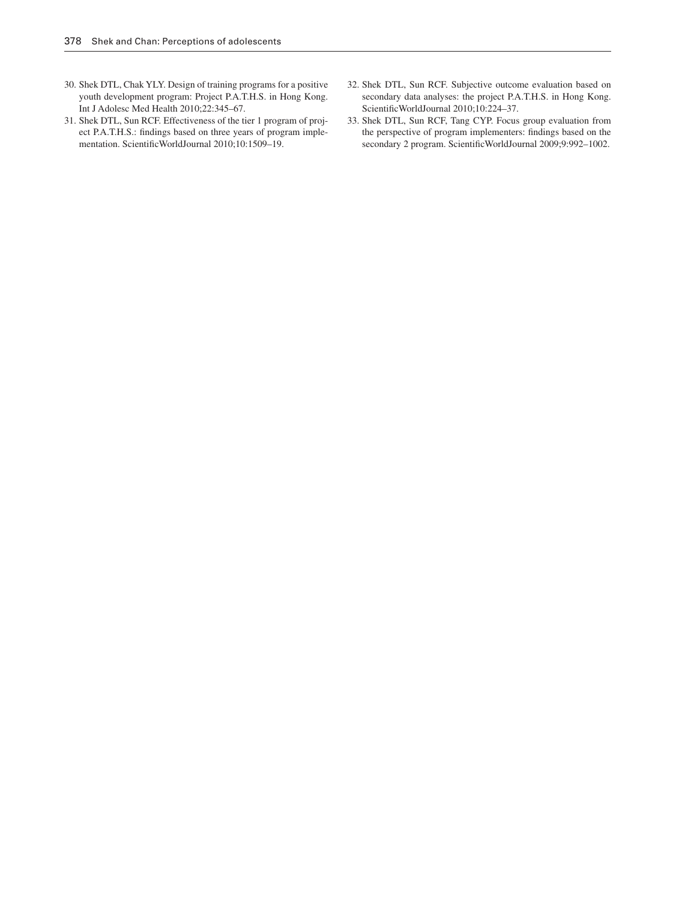30. Shek DTL, Chak YLY. Design of training programs for a positive youth development program: Project P.A.T.H.S. in Hong Kong. Int J Adolesc Med Health 2010;22:345–67.
31. Shek DTL, Sun RCF. Effectiveness of the tier 1 program of project P.A.T.H.S.: findings based on three years of program implementation. ScientificWorldJournal 2010;10:1509–19.
32. Shek DTL, Sun RCF. Subjective outcome evaluation based on secondary data analyses: the project P.A.T.H.S. in Hong Kong. ScientificWorldJournal 2010;10:224–37.
33. Shek DTL, Sun RCF, Tang CYP. Focus group evaluation from the perspective of program implementers: findings based on the secondary 2 program. ScientificWorldJournal 2009;9:992–1002.